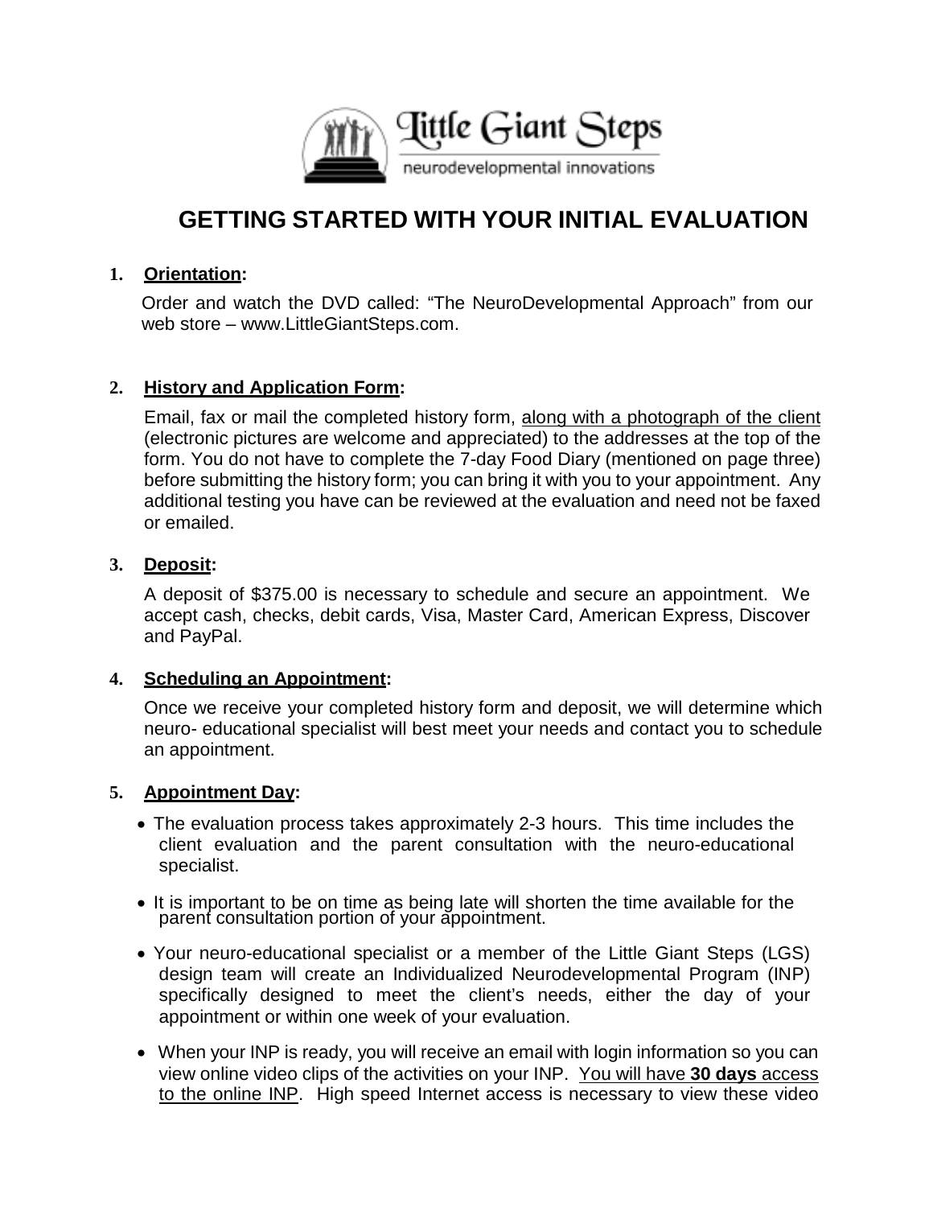Little Giant Steps

neurodevelopmental innovations

# GETTING STARTED WITH YOUR INITIAL EVALUATION

1. **Orientation:**

   Order and watch the DVD called: "The NeuroDevelopmental Approach" from our web store – www.LittleGiantSteps.com.

2. **History and Application Form:**

   Email, fax or mail the completed history form, along with a photograph of the client (electronic pictures are welcome and appreciated) to the addresses at the top of the form. You do not have to complete the 7-day Food Diary (mentioned on page three) before submitting the history form; you can bring it with you to your appointment. Any additional testing you have can be reviewed at the evaluation and need not be faxed or emailed.

3. **Deposit:**

   A deposit of $375.00 is necessary to schedule and secure an appointment. We accept cash, checks, debit cards, Visa, Master Card, American Express, Discover and PayPal.

4. **Scheduling an Appointment:**

   Once we receive your completed history form and deposit, we will determine which neuro- educational specialist will best meet your needs and contact you to schedule an appointment.

5. **Appointment Day:**

   - The evaluation process takes approximately 2-3 hours. This time includes the client evaluation and the parent consultation with the neuro-educational specialist.
   - It is important to be on time as being late will shorten the time available for the parent consultation portion of your appointment.
   - Your neuro-educational specialist or a member of the Little Giant Steps (LGS) design team will create an Individualized Neurodevelopmental Program (INP) specifically designed to meet the client's needs, either the day of your appointment or within one week of your evaluation.
   - When your INP is ready, you will receive an email with login information so you can view online video clips of the activities on your INP. You will have **30 days** access to the online INP. High speed Internet access is necessary to view these video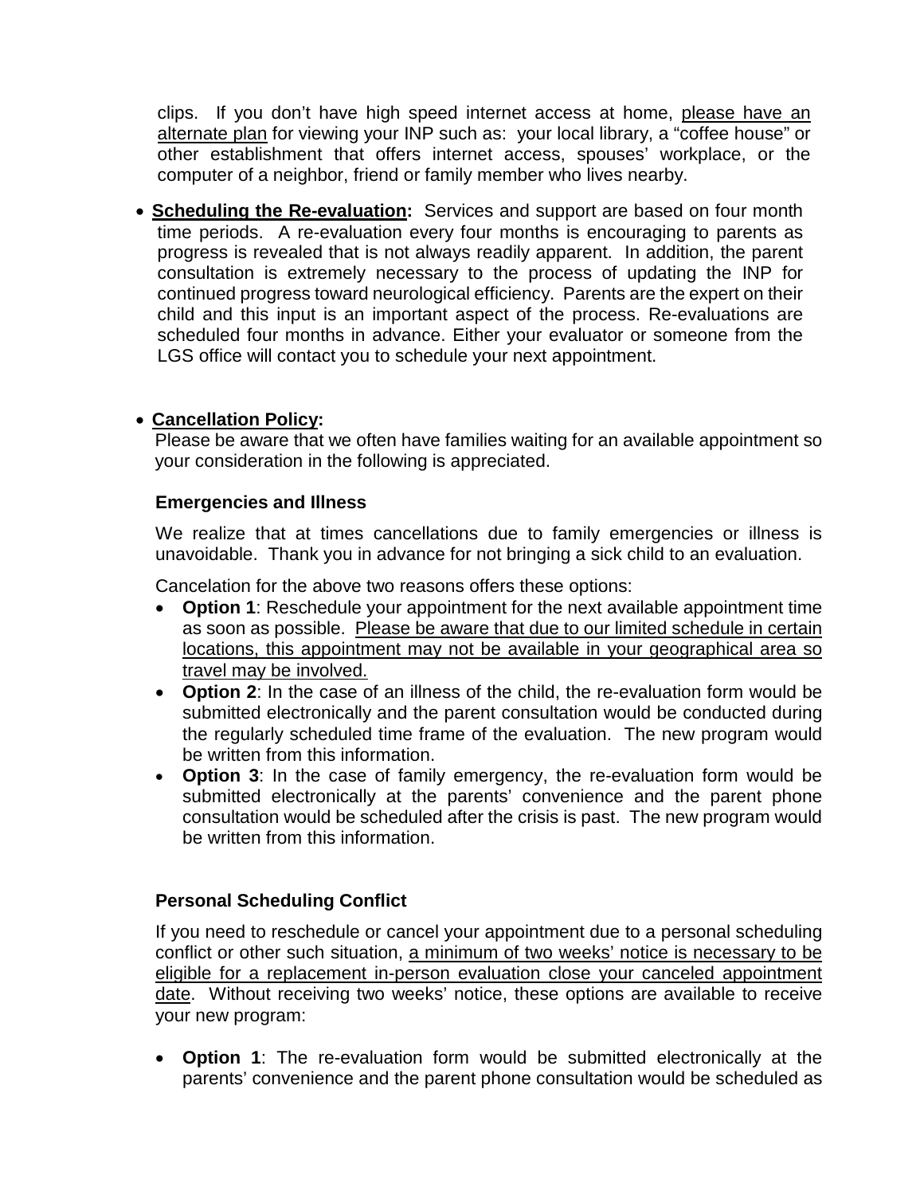clips. If you don't have high speed internet access at home, please have an alternate plan for viewing your INP such as: your local library, a "coffee house" or other establishment that offers internet access, spouses' workplace, or the computer of a neighbor, friend or family member who lives nearby.

- **Scheduling the Re-evaluation:** Services and support are based on four month time periods. A re-evaluation every four months is encouraging to parents as progress is revealed that is not always readily apparent. In addition, the parent consultation is extremely necessary to the process of updating the INP for continued progress toward neurological efficiency. Parents are the expert on their child and this input is an important aspect of the process. Re-evaluations are scheduled four months in advance. Either your evaluator or someone from the LGS office will contact you to schedule your next appointment.

- **Cancellation Policy:**
  Please be aware that we often have families waiting for an available appointment so your consideration in the following is appreciated.

  **Emergencies and Illness**

  We realize that at times cancellations due to family emergencies or illness is unavoidable. Thank you in advance for not bringing a sick child to an evaluation.

  Cancelation for the above two reasons offers these options:

  - **Option 1**: Reschedule your appointment for the next available appointment time as soon as possible. Please be aware that due to our limited schedule in certain locations, this appointment may not be available in your geographical area so travel may be involved.
  - **Option 2**: In the case of an illness of the child, the re-evaluation form would be submitted electronically and the parent consultation would be conducted during the regularly scheduled time frame of the evaluation. The new program would be written from this information.
  - **Option 3**: In the case of family emergency, the re-evaluation form would be submitted electronically at the parents' convenience and the parent phone consultation would be scheduled after the crisis is past. The new program would be written from this information.

  **Personal Scheduling Conflict**

  If you need to reschedule or cancel your appointment due to a personal scheduling conflict or other such situation, a minimum of two weeks' notice is necessary to be eligible for a replacement in-person evaluation close your canceled appointment date. Without receiving two weeks' notice, these options are available to receive your new program:

  - **Option 1**: The re-evaluation form would be submitted electronically at the parents' convenience and the parent phone consultation would be scheduled as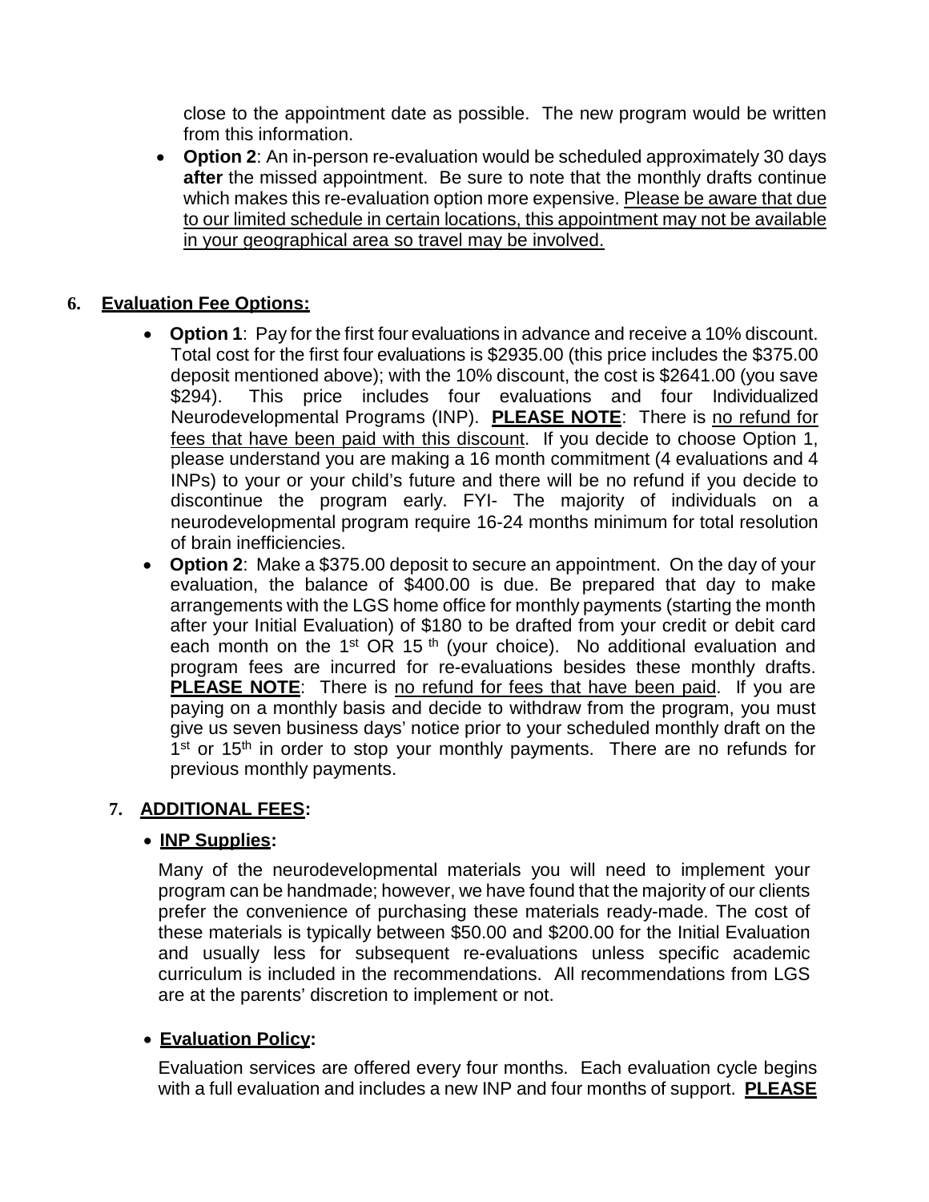close to the appointment date as possible. The new program would be written from this information.

- **Option 2**: An in-person re-evaluation would be scheduled approximately 30 days **after** the missed appointment. Be sure to note that the monthly drafts continue which makes this re-evaluation option more expensive. Please be aware that due to our limited schedule in certain locations, this appointment may not be available in your geographical area so travel may be involved.

## 6. Evaluation Fee Options:

- **Option 1**: Pay for the first four evaluations in advance and receive a 10% discount. Total cost for the first four evaluations is $2935.00 (this price includes the $375.00 deposit mentioned above); with the 10% discount, the cost is $2641.00 (you save $294). This price includes four evaluations and four Individualized Neurodevelopmental Programs (INP). **PLEASE NOTE**: There is no refund for fees that have been paid with this discount. If you decide to choose Option 1, please understand you are making a 16 month commitment (4 evaluations and 4 INPs) to your or your child's future and there will be no refund if you decide to discontinue the program early. FYI- The majority of individuals on a neurodevelopmental program require 16-24 months minimum for total resolution of brain inefficiencies.
- **Option 2**: Make a $375.00 deposit to secure an appointment. On the day of your evaluation, the balance of $400.00 is due. Be prepared that day to make arrangements with the LGS home office for monthly payments (starting the month after your Initial Evaluation) of $180 to be drafted from your credit or debit card each month on the 1st OR 15th (your choice). No additional evaluation and program fees are incurred for re-evaluations besides these monthly drafts. **PLEASE NOTE**: There is no refund for fees that have been paid. If you are paying on a monthly basis and decide to withdraw from the program, you must give us seven business days' notice prior to your scheduled monthly draft on the 1st or 15th in order to stop your monthly payments. There are no refunds for previous monthly payments.

## 7. ADDITIONAL FEES:

- **INP Supplies:**

  Many of the neurodevelopmental materials you will need to implement your program can be handmade; however, we have found that the majority of our clients prefer the convenience of purchasing these materials ready-made. The cost of these materials is typically between $50.00 and $200.00 for the Initial Evaluation and usually less for subsequent re-evaluations unless specific academic curriculum is included in the recommendations. All recommendations from LGS are at the parents' discretion to implement or not.

- **Evaluation Policy:**

  Evaluation services are offered every four months. Each evaluation cycle begins with a full evaluation and includes a new INP and four months of support. **PLEASE**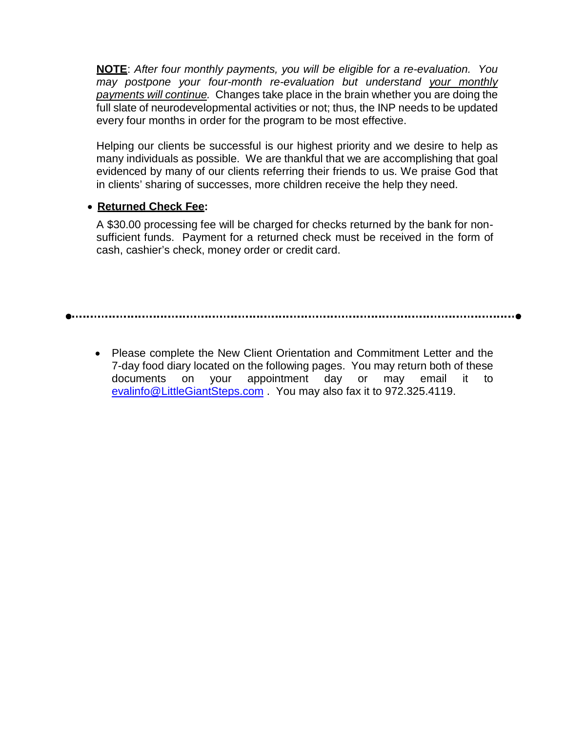**NOTE**: *After four monthly payments, you will be eligible for a re-evaluation. You may postpone your four-month re-evaluation but understand your monthly payments will continue.* Changes take place in the brain whether you are doing the full slate of neurodevelopmental activities or not; thus, the INP needs to be updated every four months in order for the program to be most effective.

Helping our clients be successful is our highest priority and we desire to help as many individuals as possible. We are thankful that we are accomplishing that goal evidenced by many of our clients referring their friends to us. We praise God that in clients' sharing of successes, more children receive the help they need.

- **Returned Check Fee:**

A $30.00 processing fee will be charged for checks returned by the bank for non-sufficient funds. Payment for a returned check must be received in the form of cash, cashier's check, money order or credit card.

---

- Please complete the New Client Orientation and Commitment Letter and the 7-day food diary located on the following pages. You may return both of these documents on your appointment day or may email it to evalinfo@LittleGiantSteps.com . You may also fax it to 972.325.4119.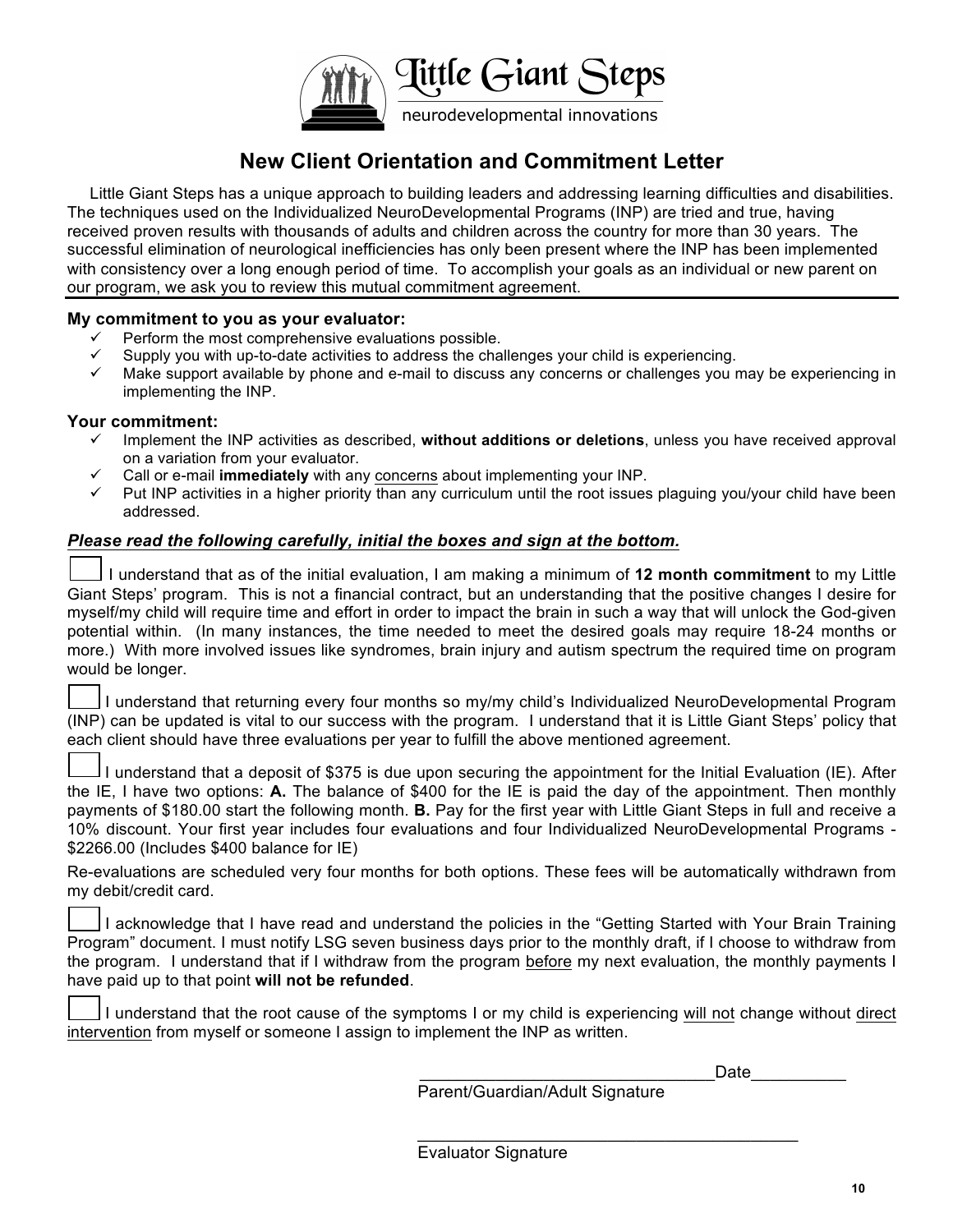Little Giant Steps

neurodevelopmental innovations

# New Client Orientation and Commitment Letter

Little Giant Steps has a unique approach to building leaders and addressing learning difficulties and disabilities. The techniques used on the Individualized NeuroDevelopmental Programs (INP) are tried and true, having received proven results with thousands of adults and children across the country for more than 30 years. The successful elimination of neurological inefficiencies has only been present where the INP has been implemented with consistency over a long enough period of time. To accomplish your goals as an individual or new parent on our program, we ask you to review this mutual commitment agreement.

**My commitment to you as your evaluator:**

- ✓ Perform the most comprehensive evaluations possible.
- ✓ Supply you with up-to-date activities to address the challenges your child is experiencing.
- ✓ Make support available by phone and e-mail to discuss any concerns or challenges you may be experiencing in implementing the INP.

**Your commitment:**

- ✓ Implement the INP activities as described, **without additions or deletions**, unless you have received approval on a variation from your evaluator.
- ✓ Call or e-mail **immediately** with any concerns about implementing your INP.
- ✓ Put INP activities in a higher priority than any curriculum until the root issues plaguing you/your child have been addressed.

***Please read the following carefully, initial the boxes and sign at the bottom.***

☐ I understand that as of the initial evaluation, I am making a minimum of **12 month commitment** to my Little Giant Steps' program. This is not a financial contract, but an understanding that the positive changes I desire for myself/my child will require time and effort in order to impact the brain in such a way that will unlock the God-given potential within. (In many instances, the time needed to meet the desired goals may require 18-24 months or more.) With more involved issues like syndromes, brain injury and autism spectrum the required time on program would be longer.

☐ I understand that returning every four months so my/my child's Individualized NeuroDevelopmental Program (INP) can be updated is vital to our success with the program. I understand that it is Little Giant Steps' policy that each client should have three evaluations per year to fulfill the above mentioned agreement.

☐ I understand that a deposit of $375 is due upon securing the appointment for the Initial Evaluation (IE). After the IE, I have two options: **A.** The balance of $400 for the IE is paid the day of the appointment. Then monthly payments of $180.00 start the following month. **B.** Pay for the first year with Little Giant Steps in full and receive a 10% discount. Your first year includes four evaluations and four Individualized NeuroDevelopmental Programs - $2266.00 (Includes $400 balance for IE)

Re-evaluations are scheduled very four months for both options. These fees will be automatically withdrawn from my debit/credit card.

☐ I acknowledge that I have read and understand the policies in the "Getting Started with Your Brain Training Program" document. I must notify LSG seven business days prior to the monthly draft, if I choose to withdraw from the program. I understand that if I withdraw from the program before my next evaluation, the monthly payments I have paid up to that point **will not be refunded**.

☐ I understand that the root cause of the symptoms I or my child is experiencing will not change without direct intervention from myself or someone I assign to implement the INP as written.

_______________________________ Date__________

Parent/Guardian/Adult Signature

_______________________________________

Evaluator Signature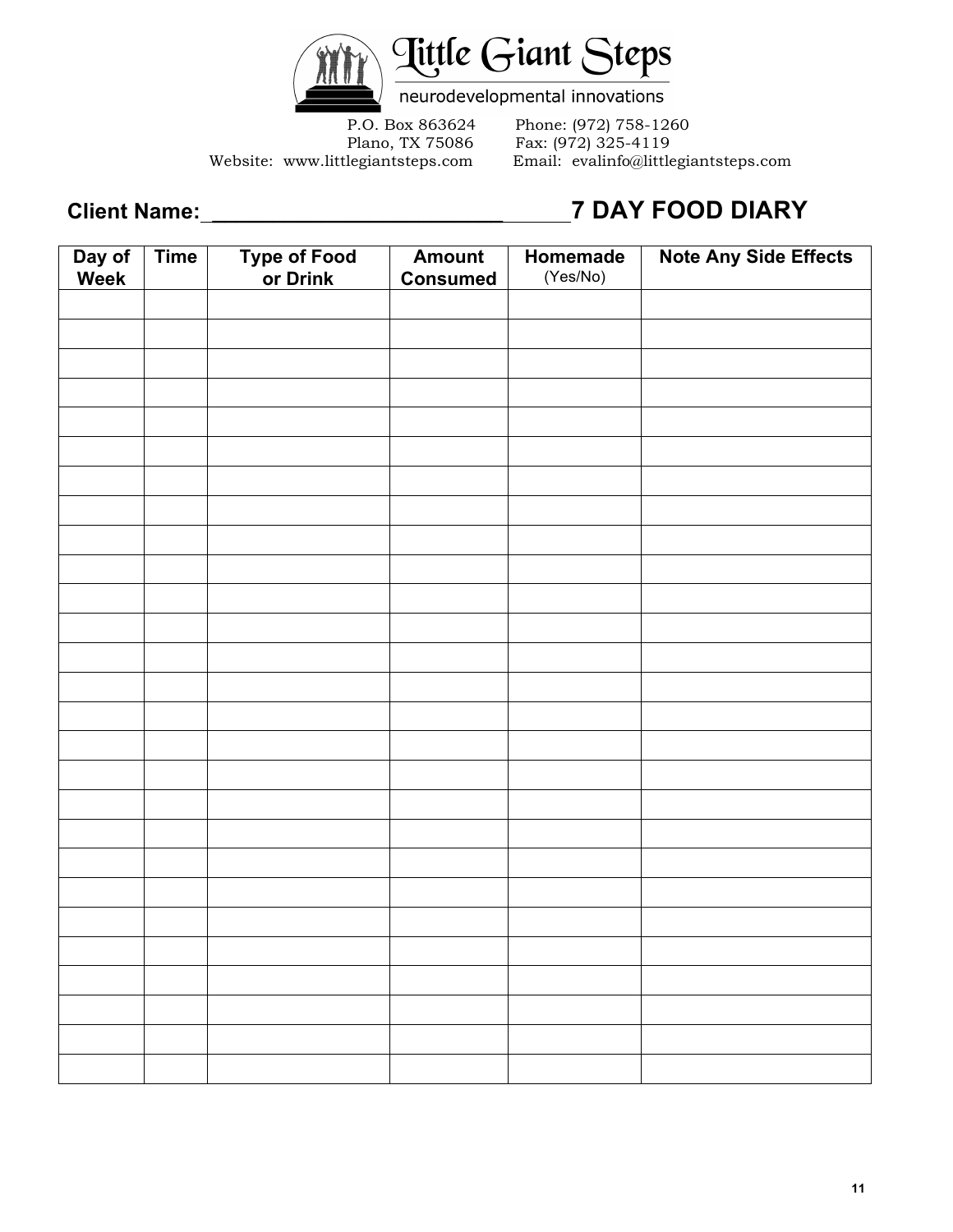Little Giant Steps

neurodevelopmental innovations

P.O. Box 863624
Plano, TX 75086
Website: www.littlegiantsteps.com

Phone: (972) 758-1260
Fax: (972) 325-4119
Email: evalinfo@littlegiantsteps.com

**Client Name:** ___________________________ **7 DAY FOOD DIARY**

| Day of Week | Time | Type of Food or Drink | Amount Consumed | Homemade (Yes/No) | Note Any Side Effects |
|---|---|---|---|---|---|
| | | | | | |
| | | | | | |
| | | | | | |
| | | | | | |
| | | | | | |
| | | | | | |
| | | | | | |
| | | | | | |
| | | | | | |
| | | | | | |
| | | | | | |
| | | | | | |
| | | | | | |
| | | | | | |
| | | | | | |
| | | | | | |
| | | | | | |
| | | | | | |
| | | | | | |
| | | | | | |
| | | | | | |
| | | | | | |
| | | | | | |
| | | | | | |
| | | | | | |
| | | | | | |
| | | | | | |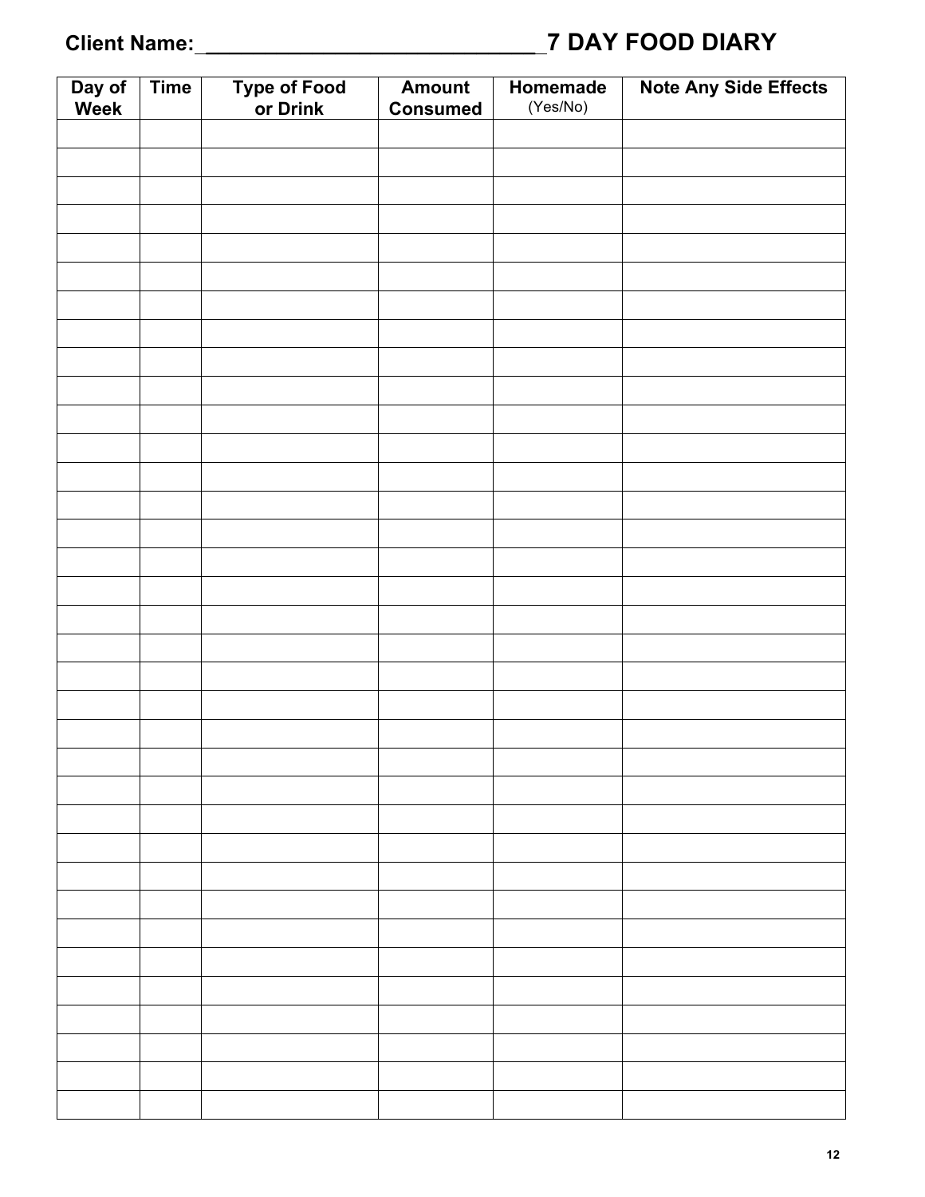**Client Name:** ___________________________ **7 DAY FOOD DIARY**

| Day of Week | Time | Type of Food or Drink | Amount Consumed | Homemade (Yes/No) | Note Any Side Effects |
|---|---|---|---|---|---|
| | | | | | |
| | | | | | |
| | | | | | |
| | | | | | |
| | | | | | |
| | | | | | |
| | | | | | |
| | | | | | |
| | | | | | |
| | | | | | |
| | | | | | |
| | | | | | |
| | | | | | |
| | | | | | |
| | | | | | |
| | | | | | |
| | | | | | |
| | | | | | |
| | | | | | |
| | | | | | |
| | | | | | |
| | | | | | |
| | | | | | |
| | | | | | |
| | | | | | |
| | | | | | |
| | | | | | |
| | | | | | |
| | | | | | |
| | | | | | |
| | | | | | |
| | | | | | |
| | | | | | |
| | | | | | |
| | | | | | |
| | | | | | |